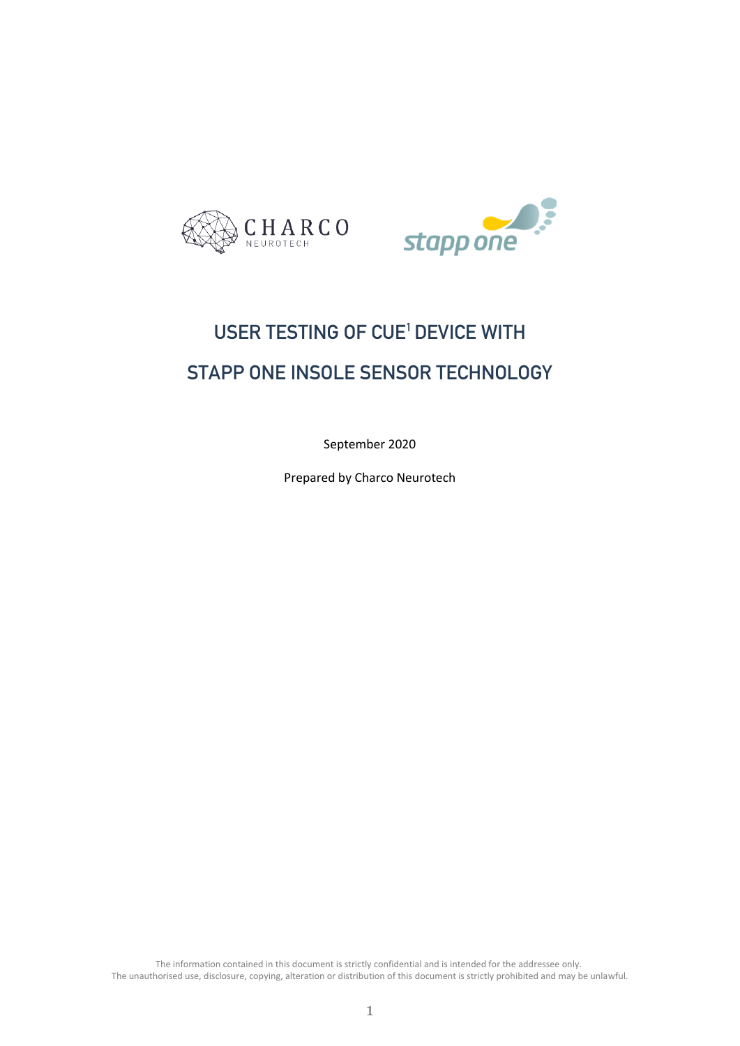CHARCO NEUROTECH

stapp one

# USER TESTING OF CUE[1] DEVICE WITH STAPP ONE INSOLE SENSOR TECHNOLOGY

September 2020

Prepared by Charco Neurotech

The information contained in this document is strictly confidential and is intended for the addressee only.
The unauthorised use, disclosure, copying, alteration or distribution of this document is strictly prohibited and may be unlawful.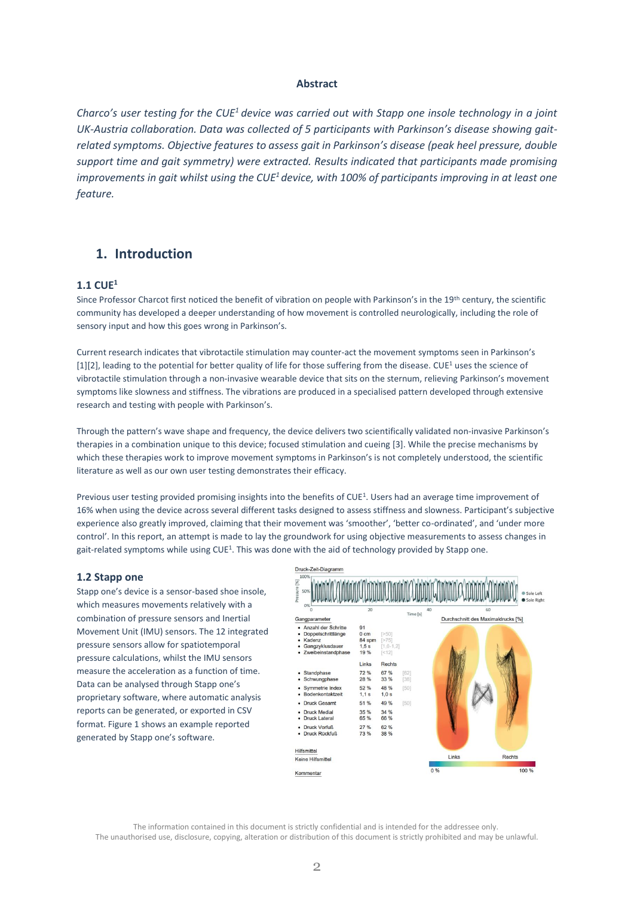## Abstract

*Charco's user testing for the CUE[1] device was carried out with Stapp one insole technology in a joint UK-Austria collaboration. Data was collected of 5 participants with Parkinson's disease showing gait-related symptoms. Objective features to assess gait in Parkinson's disease (peak heel pressure, double support time and gait symmetry) were extracted. Results indicated that participants made promising improvements in gait whilst using the CUE[1] device, with 100% of participants improving in at least one feature.*

# 1. Introduction

## 1.1 CUE[1]

Since Professor Charcot first noticed the benefit of vibration on people with Parkinson's in the 19th century, the scientific community has developed a deeper understanding of how movement is controlled neurologically, including the role of sensory input and how this goes wrong in Parkinson's.

Current research indicates that vibrotactile stimulation may counter-act the movement symptoms seen in Parkinson's [1][2], leading to the potential for better quality of life for those suffering from the disease. CUE[1] uses the science of vibrotactile stimulation through a non-invasive wearable device that sits on the sternum, relieving Parkinson's movement symptoms like slowness and stiffness. The vibrations are produced in a specialised pattern developed through extensive research and testing with people with Parkinson's.

Through the pattern's wave shape and frequency, the device delivers two scientifically validated non-invasive Parkinson's therapies in a combination unique to this device; focused stimulation and cueing [3]. While the precise mechanisms by which these therapies work to improve movement symptoms in Parkinson's is not completely understood, the scientific literature as well as our own user testing demonstrates their efficacy.

Previous user testing provided promising insights into the benefits of CUE[1]. Users had an average time improvement of 16% when using the device across several different tasks designed to assess stiffness and slowness. Participant's subjective experience also greatly improved, claiming that their movement was 'smoother', 'better co-ordinated', and 'under more control'. In this report, an attempt is made to lay the groundwork for using objective measurements to assess changes in gait-related symptoms while using CUE[1]. This was done with the aid of technology provided by Stapp one.

## 1.2 Stapp one

Stapp one's device is a sensor-based shoe insole, which measures movements relatively with a combination of pressure sensors and Inertial Movement Unit (IMU) sensors. The 12 integrated pressure sensors allow for spatiotemporal pressure calculations, whilst the IMU sensors measure the acceleration as a function of time. Data can be analysed through Stapp one's proprietary software, where automatic analysis reports can be generated, or exported in CSV format. Figure 1 shows an example reported generated by Stapp one's software.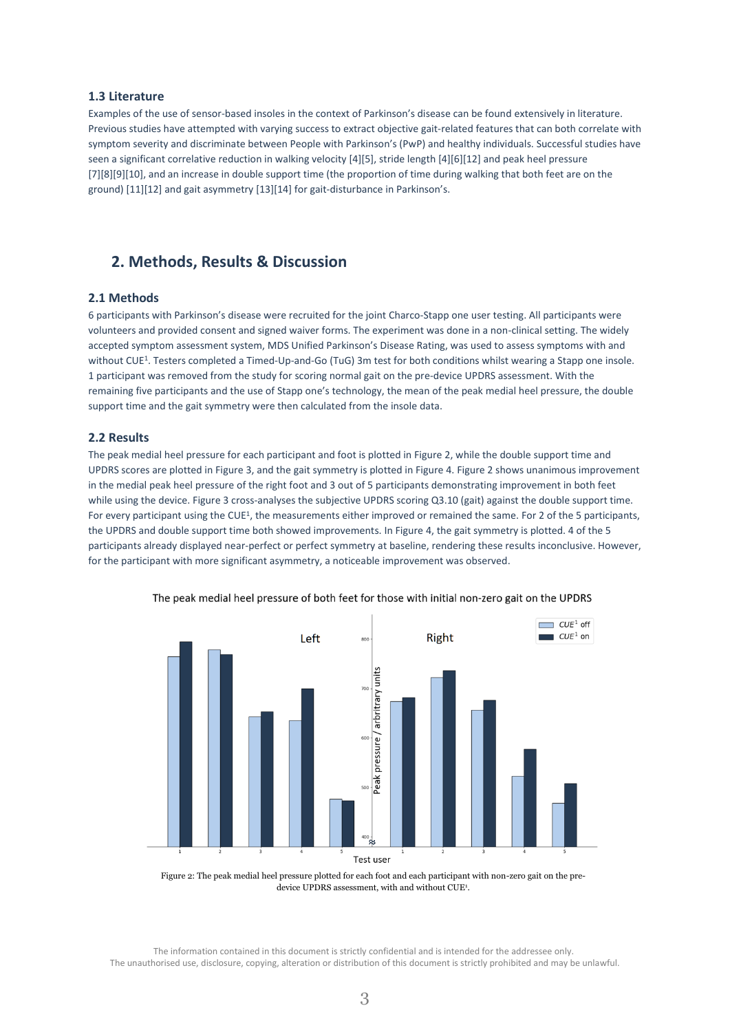### 1.3 Literature

Examples of the use of sensor-based insoles in the context of Parkinson's disease can be found extensively in literature. Previous studies have attempted with varying success to extract objective gait-related features that can both correlate with symptom severity and discriminate between People with Parkinson's (PwP) and healthy individuals. Successful studies have seen a significant correlative reduction in walking velocity [4][5], stride length [4][6][12] and peak heel pressure [7][8][9][10], and an increase in double support time (the proportion of time during walking that both feet are on the ground) [11][12] and gait asymmetry [13][14] for gait-disturbance in Parkinson's.

## 2. Methods, Results & Discussion

### 2.1 Methods

6 participants with Parkinson's disease were recruited for the joint Charco-Stapp one user testing. All participants were volunteers and provided consent and signed waiver forms. The experiment was done in a non-clinical setting. The widely accepted symptom assessment system, MDS Unified Parkinson's Disease Rating, was used to assess symptoms with and without CUE[1]. Testers completed a Timed-Up-and-Go (TuG) 3m test for both conditions whilst wearing a Stapp one insole. 1 participant was removed from the study for scoring normal gait on the pre-device UPDRS assessment. With the remaining five participants and the use of Stapp one's technology, the mean of the peak medial heel pressure, the double support time and the gait symmetry were then calculated from the insole data.

### 2.2 Results

The peak medial heel pressure for each participant and foot is plotted in Figure 2, while the double support time and UPDRS scores are plotted in Figure 3, and the gait symmetry is plotted in Figure 4. Figure 2 shows unanimous improvement in the medial peak heel pressure of the right foot and 3 out of 5 participants demonstrating improvement in both feet while using the device. Figure 3 cross-analyses the subjective UPDRS scoring Q3.10 (gait) against the double support time. For every participant using the CUE[1], the measurements either improved or remained the same. For 2 of the 5 participants, the UPDRS and double support time both showed improvements. In Figure 4, the gait symmetry is plotted. 4 of the 5 participants already displayed near-perfect or perfect symmetry at baseline, rendering these results inconclusive. However, for the participant with more significant asymmetry, a noticeable improvement was observed.

The peak medial heel pressure of both feet for those with initial non-zero gait on the UPDRS

Figure 2: The peak medial heel pressure plotted for each foot and each participant with non-zero gait on the pre-device UPDRS assessment, with and without CUE[1].

The information contained in this document is strictly confidential and is intended for the addressee only. The unauthorised use, disclosure, copying, alteration or distribution of this document is strictly prohibited and may be unlawful.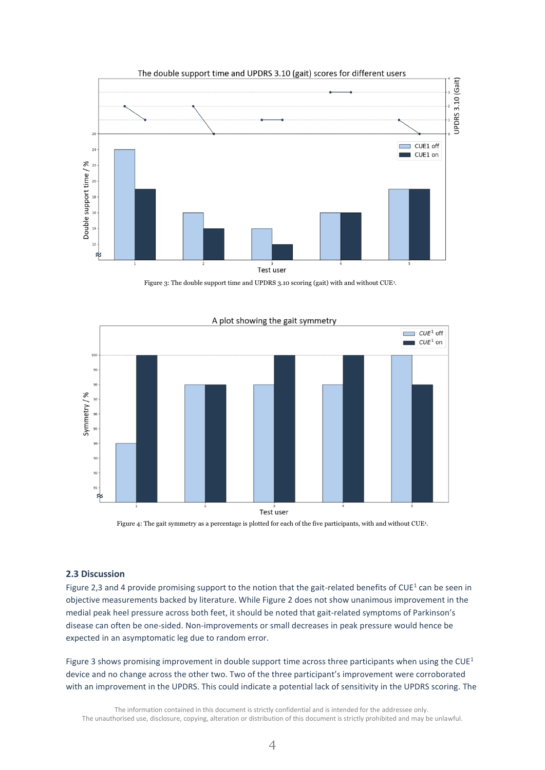Figure 3: The double support time and UPDRS 3.10 scoring (gait) with and without CUE[1].

Figure 4: The gait symmetry as a percentage is plotted for each of the five participants, with and without CUE[1].

### 2.3 Discussion

Figure 2,3 and 4 provide promising support to the notion that the gait-related benefits of CUE[1] can be seen in objective measurements backed by literature. While Figure 2 does not show unanimous improvement in the medial peak heel pressure across both feet, it should be noted that gait-related symptoms of Parkinson's disease can often be one-sided. Non-improvements or small decreases in peak pressure would hence be expected in an asymptomatic leg due to random error.

Figure 3 shows promising improvement in double support time across three participants when using the CUE[1] device and no change across the other two. Two of the three participant's improvement were corroborated with an improvement in the UPDRS. This could indicate a potential lack of sensitivity in the UPDRS scoring. The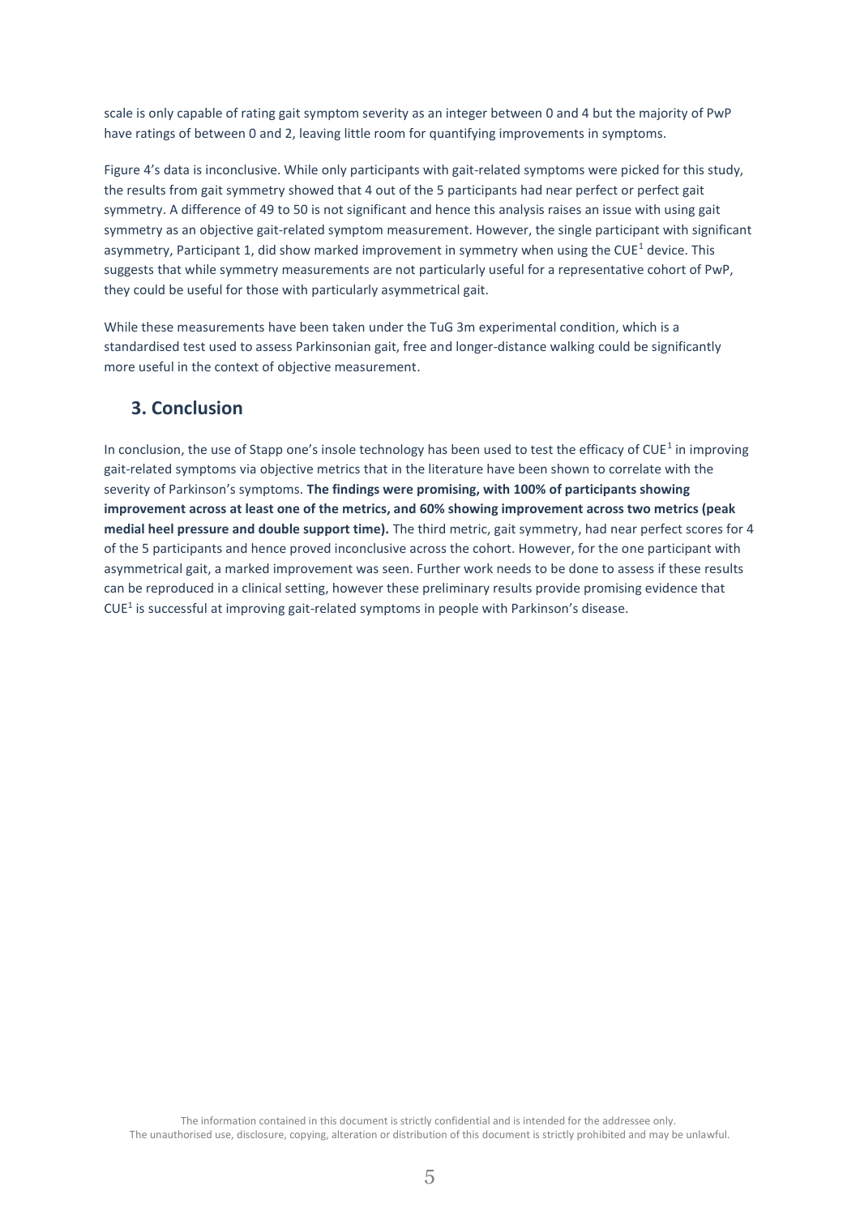scale is only capable of rating gait symptom severity as an integer between 0 and 4 but the majority of PwP have ratings of between 0 and 2, leaving little room for quantifying improvements in symptoms.

Figure 4's data is inconclusive. While only participants with gait-related symptoms were picked for this study, the results from gait symmetry showed that 4 out of the 5 participants had near perfect or perfect gait symmetry. A difference of 49 to 50 is not significant and hence this analysis raises an issue with using gait symmetry as an objective gait-related symptom measurement. However, the single participant with significant asymmetry, Participant 1, did show marked improvement in symmetry when using the CUE[1] device. This suggests that while symmetry measurements are not particularly useful for a representative cohort of PwP, they could be useful for those with particularly asymmetrical gait.

While these measurements have been taken under the TuG 3m experimental condition, which is a standardised test used to assess Parkinsonian gait, free and longer-distance walking could be significantly more useful in the context of objective measurement.

## 3. Conclusion

In conclusion, the use of Stapp one's insole technology has been used to test the efficacy of CUE[1] in improving gait-related symptoms via objective metrics that in the literature have been shown to correlate with the severity of Parkinson's symptoms. **The findings were promising, with 100% of participants showing improvement across at least one of the metrics, and 60% showing improvement across two metrics (peak medial heel pressure and double support time).** The third metric, gait symmetry, had near perfect scores for 4 of the 5 participants and hence proved inconclusive across the cohort. However, for the one participant with asymmetrical gait, a marked improvement was seen. Further work needs to be done to assess if these results can be reproduced in a clinical setting, however these preliminary results provide promising evidence that CUE[1] is successful at improving gait-related symptoms in people with Parkinson's disease.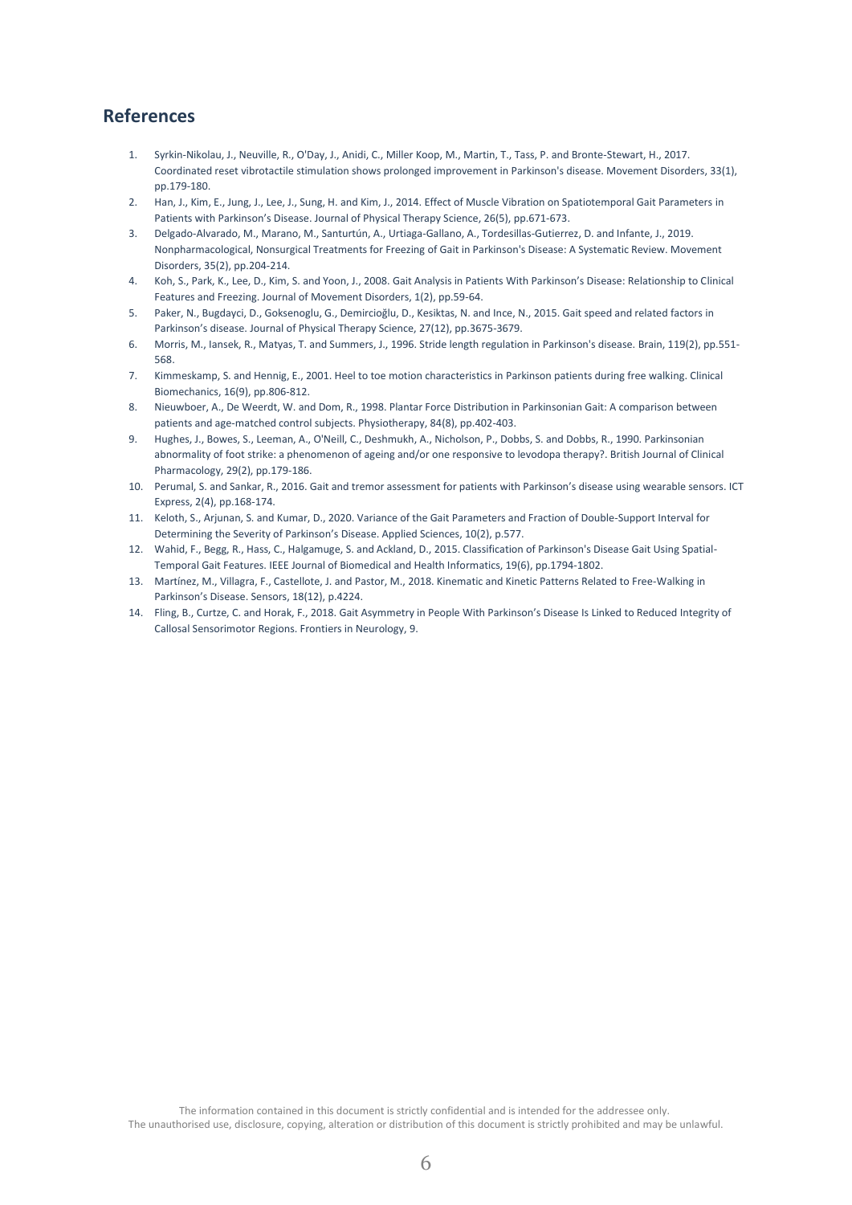## References

1. Syrkin-Nikolau, J., Neuville, R., O'Day, J., Anidi, C., Miller Koop, M., Martin, T., Tass, P. and Bronte-Stewart, H., 2017. Coordinated reset vibrotactile stimulation shows prolonged improvement in Parkinson's disease. Movement Disorders, 33(1), pp.179-180.
2. Han, J., Kim, E., Jung, J., Lee, J., Sung, H. and Kim, J., 2014. Effect of Muscle Vibration on Spatiotemporal Gait Parameters in Patients with Parkinson's Disease. Journal of Physical Therapy Science, 26(5), pp.671-673.
3. Delgado-Alvarado, M., Marano, M., Santurtún, A., Urtiaga-Gallano, A., Tordesillas-Gutierrez, D. and Infante, J., 2019. Nonpharmacological, Nonsurgical Treatments for Freezing of Gait in Parkinson's Disease: A Systematic Review. Movement Disorders, 35(2), pp.204-214.
4. Koh, S., Park, K., Lee, D., Kim, S. and Yoon, J., 2008. Gait Analysis in Patients With Parkinson's Disease: Relationship to Clinical Features and Freezing. Journal of Movement Disorders, 1(2), pp.59-64.
5. Paker, N., Bugdayci, D., Goksenoglu, G., Demircioğlu, D., Kesiktas, N. and Ince, N., 2015. Gait speed and related factors in Parkinson's disease. Journal of Physical Therapy Science, 27(12), pp.3675-3679.
6. Morris, M., Iansek, R., Matyas, T. and Summers, J., 1996. Stride length regulation in Parkinson's disease. Brain, 119(2), pp.551-568.
7. Kimmeskamp, S. and Hennig, E., 2001. Heel to toe motion characteristics in Parkinson patients during free walking. Clinical Biomechanics, 16(9), pp.806-812.
8. Nieuwboer, A., De Weerdt, W. and Dom, R., 1998. Plantar Force Distribution in Parkinsonian Gait: A comparison between patients and age-matched control subjects. Physiotherapy, 84(8), pp.402-403.
9. Hughes, J., Bowes, S., Leeman, A., O'Neill, C., Deshmukh, A., Nicholson, P., Dobbs, S. and Dobbs, R., 1990. Parkinsonian abnormality of foot strike: a phenomenon of ageing and/or one responsive to levodopa therapy?. British Journal of Clinical Pharmacology, 29(2), pp.179-186.
10. Perumal, S. and Sankar, R., 2016. Gait and tremor assessment for patients with Parkinson's disease using wearable sensors. ICT Express, 2(4), pp.168-174.
11. Keloth, S., Arjunan, S. and Kumar, D., 2020. Variance of the Gait Parameters and Fraction of Double-Support Interval for Determining the Severity of Parkinson's Disease. Applied Sciences, 10(2), p.577.
12. Wahid, F., Begg, R., Hass, C., Halgamuge, S. and Ackland, D., 2015. Classification of Parkinson's Disease Gait Using Spatial-Temporal Gait Features. IEEE Journal of Biomedical and Health Informatics, 19(6), pp.1794-1802.
13. Martínez, M., Villagra, F., Castellote, J. and Pastor, M., 2018. Kinematic and Kinetic Patterns Related to Free-Walking in Parkinson's Disease. Sensors, 18(12), p.4224.
14. Fling, B., Curtze, C. and Horak, F., 2018. Gait Asymmetry in People With Parkinson's Disease Is Linked to Reduced Integrity of Callosal Sensorimotor Regions. Frontiers in Neurology, 9.